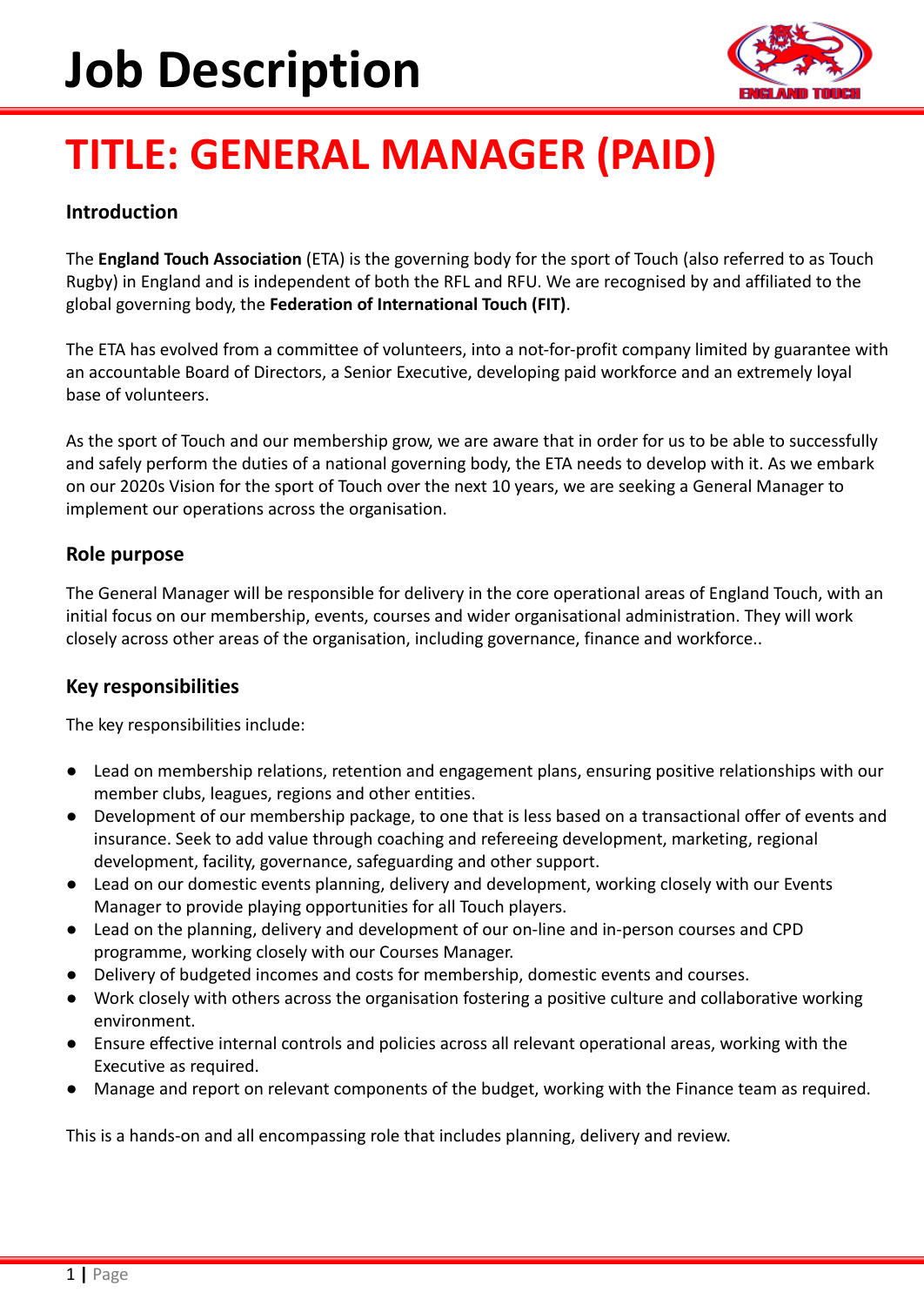# Job Description

# TITLE: GENERAL MANAGER (PAID)

## Introduction

The **England Touch Association** (ETA) is the governing body for the sport of Touch (also referred to as Touch Rugby) in England and is independent of both the RFL and RFU. We are recognised by and affiliated to the global governing body, the **Federation of International Touch (FIT)**.

The ETA has evolved from a committee of volunteers, into a not-for-profit company limited by guarantee with an accountable Board of Directors, a Senior Executive, developing paid workforce and an extremely loyal base of volunteers.

As the sport of Touch and our membership grow, we are aware that in order for us to be able to successfully and safely perform the duties of a national governing body, the ETA needs to develop with it. As we embark on our 2020s Vision for the sport of Touch over the next 10 years, we are seeking a General Manager to implement our operations across the organisation.

## Role purpose

The General Manager will be responsible for delivery in the core operational areas of England Touch, with an initial focus on our membership, events, courses and wider organisational administration. They will work closely across other areas of the organisation, including governance, finance and workforce..

## Key responsibilities

The key responsibilities include:

- Lead on membership relations, retention and engagement plans, ensuring positive relationships with our member clubs, leagues, regions and other entities.
- Development of our membership package, to one that is less based on a transactional offer of events and insurance. Seek to add value through coaching and refereeing development, marketing, regional development, facility, governance, safeguarding and other support.
- Lead on our domestic events planning, delivery and development, working closely with our Events Manager to provide playing opportunities for all Touch players.
- Lead on the planning, delivery and development of our on-line and in-person courses and CPD programme, working closely with our Courses Manager.
- Delivery of budgeted incomes and costs for membership, domestic events and courses.
- Work closely with others across the organisation fostering a positive culture and collaborative working environment.
- Ensure effective internal controls and policies across all relevant operational areas, working with the Executive as required.
- Manage and report on relevant components of the budget, working with the Finance team as required.

This is a hands-on and all encompassing role that includes planning, delivery and review.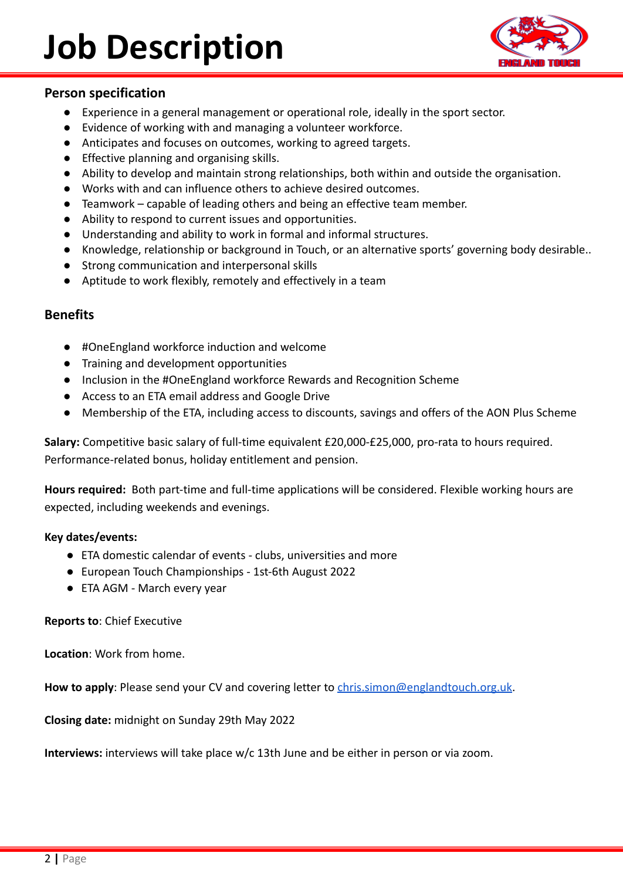# Job Description

## Person specification

- Experience in a general management or operational role, ideally in the sport sector.
- Evidence of working with and managing a volunteer workforce.
- Anticipates and focuses on outcomes, working to agreed targets.
- Effective planning and organising skills.
- Ability to develop and maintain strong relationships, both within and outside the organisation.
- Works with and can influence others to achieve desired outcomes.
- Teamwork – capable of leading others and being an effective team member.
- Ability to respond to current issues and opportunities.
- Understanding and ability to work in formal and informal structures.
- Knowledge, relationship or background in Touch, or an alternative sports' governing body desirable..
- Strong communication and interpersonal skills
- Aptitude to work flexibly, remotely and effectively in a team

## Benefits

- #OneEngland workforce induction and welcome
- Training and development opportunities
- Inclusion in the #OneEngland workforce Rewards and Recognition Scheme
- Access to an ETA email address and Google Drive
- Membership of the ETA, including access to discounts, savings and offers of the AON Plus Scheme

**Salary:** Competitive basic salary of full-time equivalent £20,000-£25,000, pro-rata to hours required. Performance-related bonus, holiday entitlement and pension.

**Hours required:** Both part-time and full-time applications will be considered. Flexible working hours are expected, including weekends and evenings.

**Key dates/events:**

- ETA domestic calendar of events - clubs, universities and more
- European Touch Championships - 1st-6th August 2022
- ETA AGM - March every year

**Reports to**: Chief Executive

**Location**: Work from home.

**How to apply**: Please send your CV and covering letter to chris.simon@englandtouch.org.uk.

**Closing date:** midnight on Sunday 29th May 2022

**Interviews:** interviews will take place w/c 13th June and be either in person or via zoom.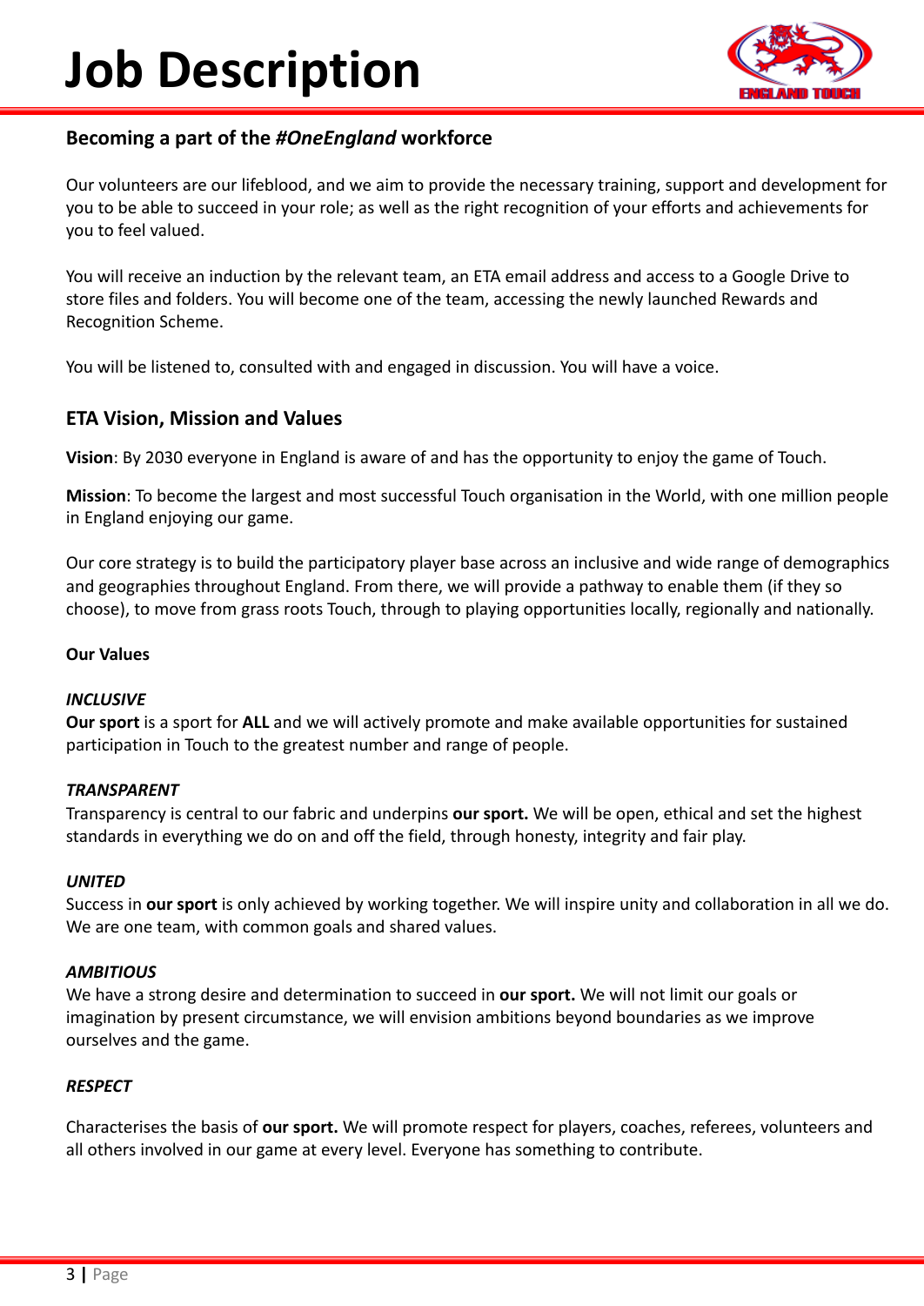# Job Description

## Becoming a part of the *#OneEngland* workforce

Our volunteers are our lifeblood, and we aim to provide the necessary training, support and development for you to be able to succeed in your role; as well as the right recognition of your efforts and achievements for you to feel valued.

You will receive an induction by the relevant team, an ETA email address and access to a Google Drive to store files and folders. You will become one of the team, accessing the newly launched Rewards and Recognition Scheme.

You will be listened to, consulted with and engaged in discussion. You will have a voice.

## ETA Vision, Mission and Values

**Vision**: By 2030 everyone in England is aware of and has the opportunity to enjoy the game of Touch.

**Mission**: To become the largest and most successful Touch organisation in the World, with one million people in England enjoying our game.

Our core strategy is to build the participatory player base across an inclusive and wide range of demographics and geographies throughout England. From there, we will provide a pathway to enable them (if they so choose), to move from grass roots Touch, through to playing opportunities locally, regionally and nationally.

**Our Values**

***INCLUSIVE***
**Our sport** is a sport for **ALL** and we will actively promote and make available opportunities for sustained participation in Touch to the greatest number and range of people.

***TRANSPARENT***
Transparency is central to our fabric and underpins **our sport.** We will be open, ethical and set the highest standards in everything we do on and off the field, through honesty, integrity and fair play.

***UNITED***
Success in **our sport** is only achieved by working together. We will inspire unity and collaboration in all we do. We are one team, with common goals and shared values.

***AMBITIOUS***
We have a strong desire and determination to succeed in **our sport.** We will not limit our goals or imagination by present circumstance, we will envision ambitions beyond boundaries as we improve ourselves and the game.

***RESPECT***

Characterises the basis of **our sport.** We will promote respect for players, coaches, referees, volunteers and all others involved in our game at every level. Everyone has something to contribute.